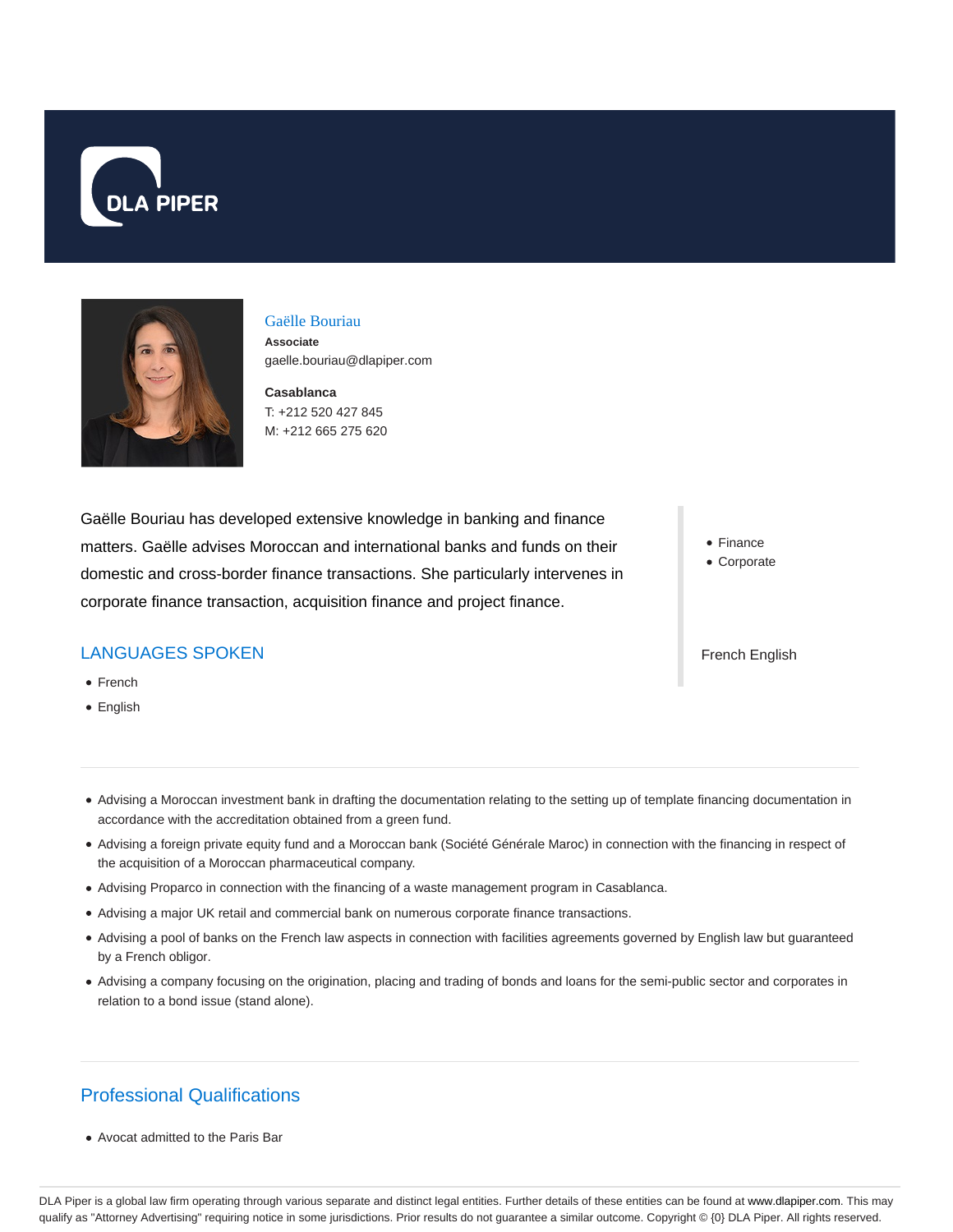# Gaëlle Bouriau

**Associate**

gaelle.bouriau@dlapiper.com

**Casablanca**

T: +212 520 427 845

M: +212 665 275 620

Gaëlle Bouriau has developed extensive knowledge in banking and finance matters. Gaëlle advises Moroccan and international banks and funds on their domestic and cross-border finance transactions. She particularly intervenes in corporate finance transaction, acquisition finance and project finance.

- Finance
- Corporate

French English

## LANGUAGES SPOKEN

- French
- English

---

- Advising a Moroccan investment bank in drafting the documentation relating to the setting up of template financing documentation in accordance with the accreditation obtained from a green fund.
- Advising a foreign private equity fund and a Moroccan bank (Société Générale Maroc) in connection with the financing in respect of the acquisition of a Moroccan pharmaceutical company.
- Advising Proparco in connection with the financing of a waste management program in Casablanca.
- Advising a major UK retail and commercial bank on numerous corporate finance transactions.
- Advising a pool of banks on the French law aspects in connection with facilities agreements governed by English law but guaranteed by a French obligor.
- Advising a company focusing on the origination, placing and trading of bonds and loans for the semi-public sector and corporates in relation to a bond issue (stand alone).

---

## Professional Qualifications

- Avocat admitted to the Paris Bar

DLA Piper is a global law firm operating through various separate and distinct legal entities. Further details of these entities can be found at www.dlapiper.com. This may qualify as "Attorney Advertising" requiring notice in some jurisdictions. Prior results do not guarantee a similar outcome. Copyright © {0} DLA Piper. All rights reserved.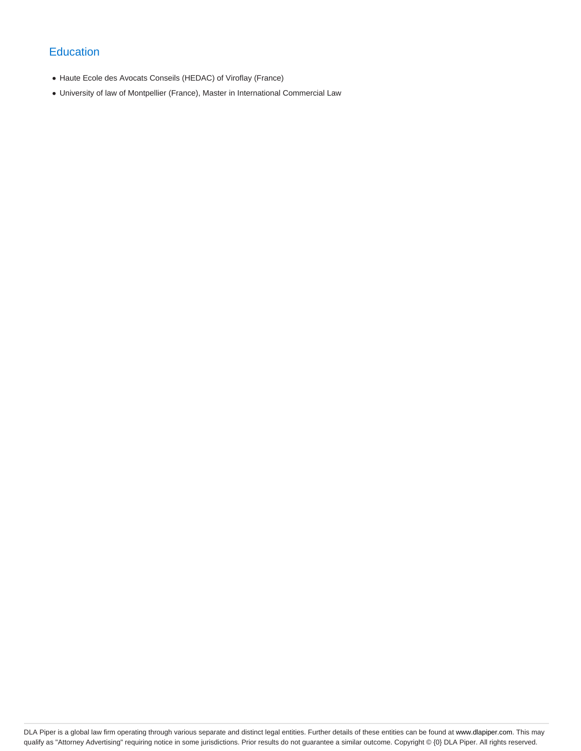## Education

- Haute Ecole des Avocats Conseils (HEDAC) of Viroflay (France)
- University of law of Montpellier (France), Master in International Commercial Law